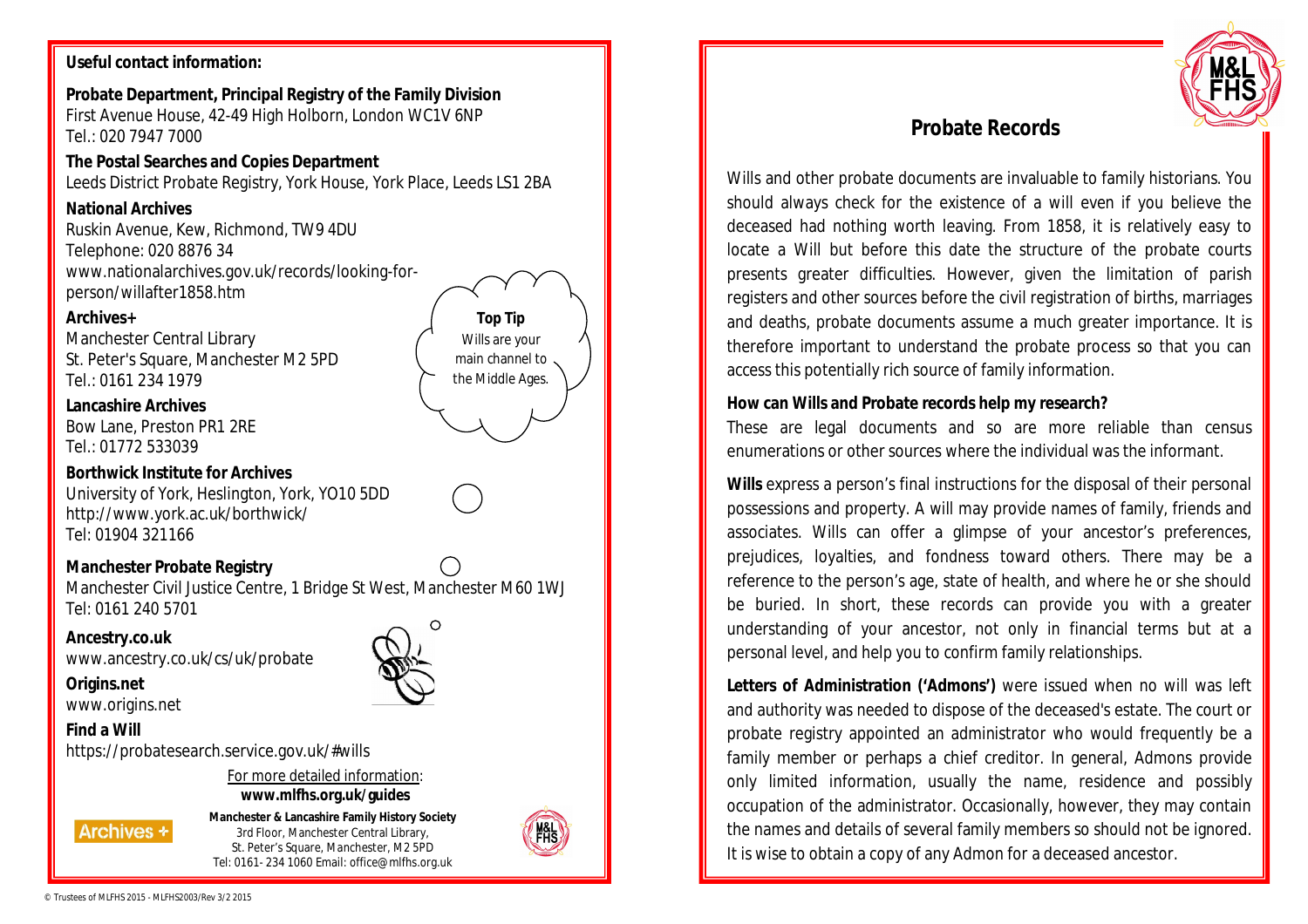**Useful contact information:**

**Probate Department, Principal Registry of the Family Division**
First Avenue House, 42-49 High Holborn, London WC1V 6NP
Tel.: 020 7947 7000

**The Postal Searches and Copies Department**
Leeds District Probate Registry, York House, York Place, Leeds LS1 2BA

**National Archives**
Ruskin Avenue, Kew, Richmond, TW9 4DU
Telephone: 020 8876 34
www.nationalarchives.gov.uk/records/looking-for-person/willafter1858.htm

**Archives+**
Manchester Central Library
St. Peter's Square, Manchester M2 5PD
Tel.: 0161 234 1979

**Lancashire Archives**
Bow Lane, Preston PR1 2RE
Tel.: 01772 533039

**Borthwick Institute for Archives**
University of York, Heslington, York, YO10 5DD
http://www.york.ac.uk/borthwick/
Tel: 01904 321166

**Manchester Probate Registry**
Manchester Civil Justice Centre, 1 Bridge St West, Manchester M60 1WJ
Tel: 0161 240 5701

**Ancestry.co.uk**
www.ancestry.co.uk/cs/uk/probate

**Origins.net**
www.origins.net

**Find a Will**
https://probatesearch.service.gov.uk/#wills

**Top Tip**
Wills are your main channel to the Middle Ages.

For more detailed information:
**www.mlfhs.org.uk/guides**

**Manchester & Lancashire Family History Society**
3rd Floor, Manchester Central Library,
St. Peter's Square, Manchester, M2 5PD
Tel: 0161- 234 1060 Email: office@mlfhs.org.uk

© Trustees of MLFHS 2015 - MLFHS2003/Rev 3/2 2015

# Probate Records

Wills and other probate documents are invaluable to family historians. You should always check for the existence of a will even if you believe the deceased had nothing worth leaving. From 1858, it is relatively easy to locate a Will but before this date the structure of the probate courts presents greater difficulties. However, given the limitation of parish registers and other sources before the civil registration of births, marriages and deaths, probate documents assume a much greater importance. It is therefore important to understand the probate process so that you can access this potentially rich source of family information.

**How can Wills and Probate records help my research?**

These are legal documents and so are more reliable than census enumerations or other sources where the individual was the informant.

**Wills** express a person's final instructions for the disposal of their personal possessions and property. A will may provide names of family, friends and associates. Wills can offer a glimpse of your ancestor's preferences, prejudices, loyalties, and fondness toward others. There may be a reference to the person's age, state of health, and where he or she should be buried. In short, these records can provide you with a greater understanding of your ancestor, not only in financial terms but at a personal level, and help you to confirm family relationships.

**Letters of Administration ('Admons')** were issued when no will was left and authority was needed to dispose of the deceased's estate. The court or probate registry appointed an administrator who would frequently be a family member or perhaps a chief creditor. In general, Admons provide only limited information, usually the name, residence and possibly occupation of the administrator. Occasionally, however, they may contain the names and details of several family members so should not be ignored. It is wise to obtain a copy of any Admon for a deceased ancestor.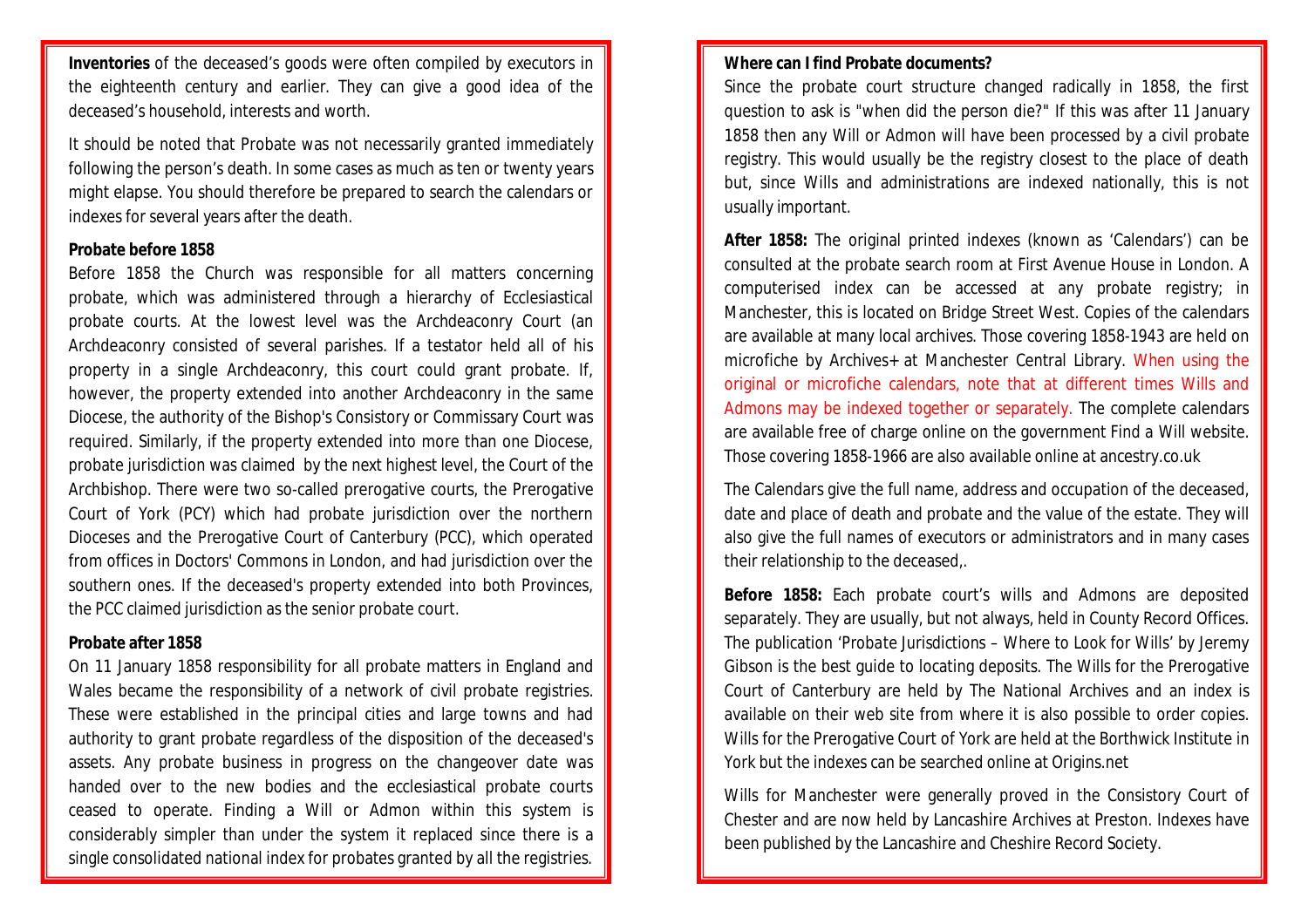**Inventories** of the deceased's goods were often compiled by executors in the eighteenth century and earlier. They can give a good idea of the deceased's household, interests and worth.

It should be noted that Probate was not necessarily granted immediately following the person's death. In some cases as much as ten or twenty years might elapse. You should therefore be prepared to search the calendars or indexes for several years after the death.

**Probate before 1858**

Before 1858 the Church was responsible for all matters concerning probate, which was administered through a hierarchy of Ecclesiastical probate courts. At the lowest level was the Archdeaconry Court (an Archdeaconry consisted of several parishes. If a testator held all of his property in a single Archdeaconry, this court could grant probate. If, however, the property extended into another Archdeaconry in the same Diocese, the authority of the Bishop's Consistory or Commissary Court was required. Similarly, if the property extended into more than one Diocese, probate jurisdiction was claimed by the next highest level, the Court of the Archbishop. There were two so-called prerogative courts, the Prerogative Court of York (PCY) which had probate jurisdiction over the northern Dioceses and the Prerogative Court of Canterbury (PCC), which operated from offices in Doctors' Commons in London, and had jurisdiction over the southern ones. If the deceased's property extended into both Provinces, the PCC claimed jurisdiction as the senior probate court.

**Probate after 1858**

On 11 January 1858 responsibility for all probate matters in England and Wales became the responsibility of a network of civil probate registries. These were established in the principal cities and large towns and had authority to grant probate regardless of the disposition of the deceased's assets. Any probate business in progress on the changeover date was handed over to the new bodies and the ecclesiastical probate courts ceased to operate. Finding a Will or Admon within this system is considerably simpler than under the system it replaced since there is a single consolidated national index for probates granted by all the registries.

**Where can I find Probate documents?**

Since the probate court structure changed radically in 1858, the first question to ask is "when did the person die?" If this was after 11 January 1858 then any Will or Admon will have been processed by a civil probate registry. This would usually be the registry closest to the place of death but, since Wills and administrations are indexed nationally, this is not usually important.

**After 1858:** The original printed indexes (known as 'Calendars') can be consulted at the probate search room at First Avenue House in London. A computerised index can be accessed at any probate registry; in Manchester, this is located on Bridge Street West. Copies of the calendars are available at many local archives. Those covering 1858-1943 are held on microfiche by Archives+ at Manchester Central Library. When using the original or microfiche calendars, note that at different times Wills and Admons may be indexed together or separately. The complete calendars are available free of charge online on the government Find a Will website. Those covering 1858-1966 are also available online at ancestry.co.uk

The Calendars give the full name, address and occupation of the deceased, date and place of death and probate and the value of the estate. They will also give the full names of executors or administrators and in many cases their relationship to the deceased,.

**Before 1858:** Each probate court's wills and Admons are deposited separately. They are usually, but not always, held in County Record Offices. The publication 'Probate Jurisdictions – Where to Look for Wills' by Jeremy Gibson is the best guide to locating deposits. The Wills for the Prerogative Court of Canterbury are held by The National Archives and an index is available on their web site from where it is also possible to order copies. Wills for the Prerogative Court of York are held at the Borthwick Institute in York but the indexes can be searched online at Origins.net

Wills for Manchester were generally proved in the Consistory Court of Chester and are now held by Lancashire Archives at Preston. Indexes have been published by the Lancashire and Cheshire Record Society.